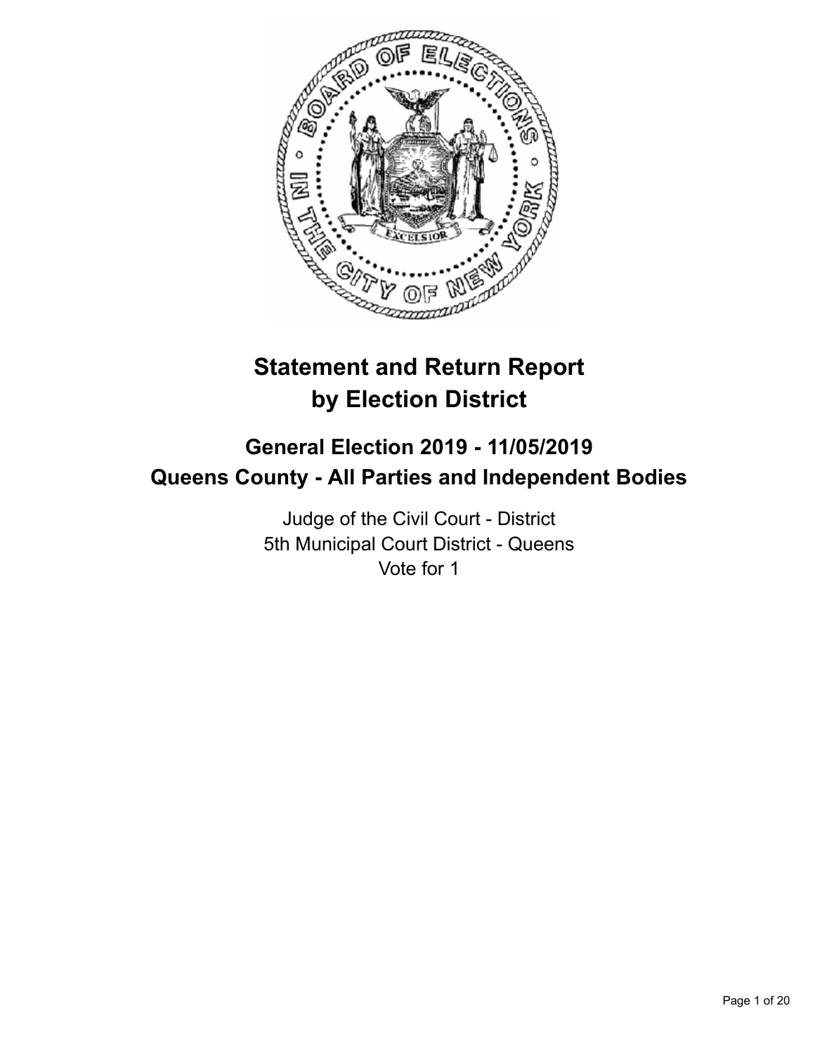# Statement and Return Report by Election District

## General Election 2019 - 11/05/2019
## Queens County - All Parties and Independent Bodies

Judge of the Civil Court - District
5th Municipal Court District - Queens
Vote for 1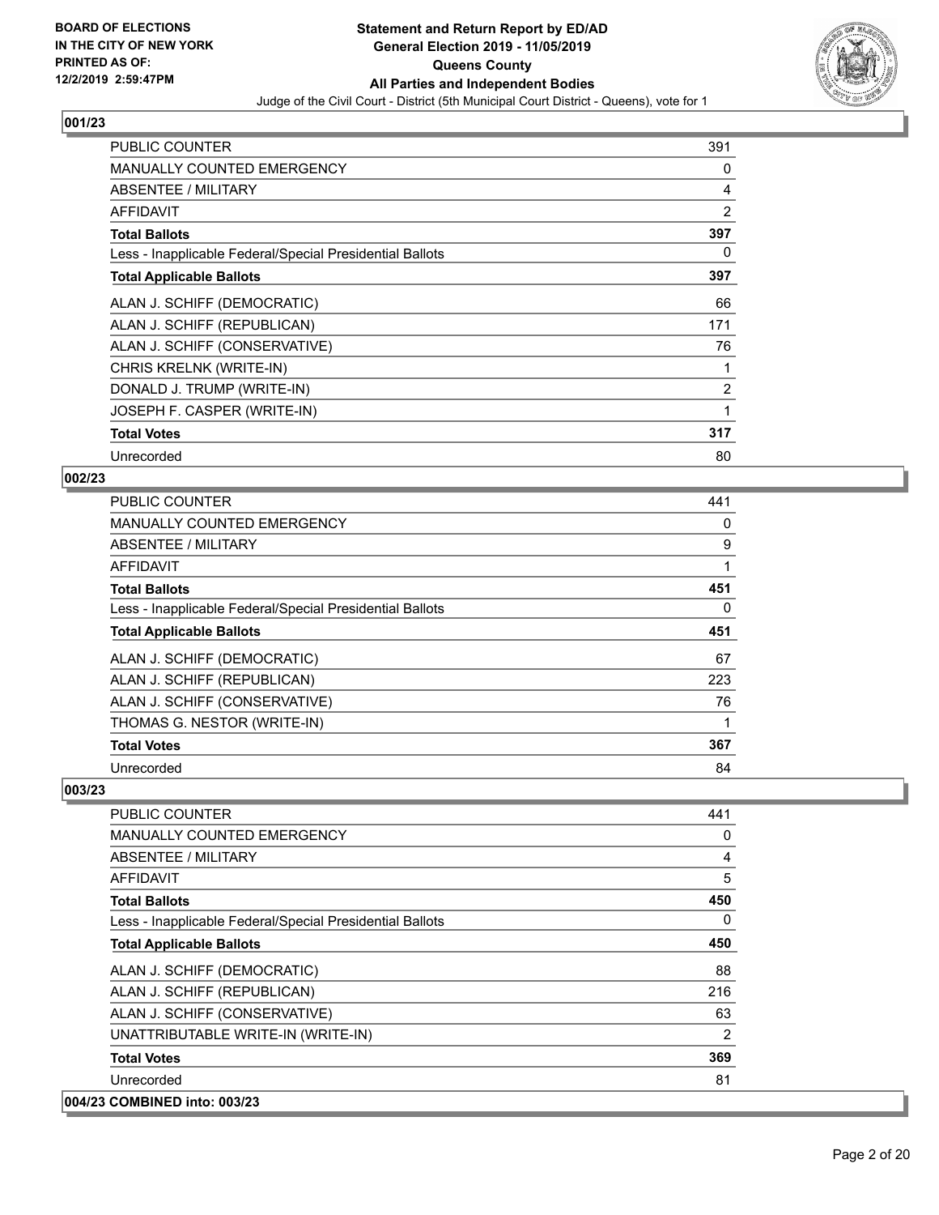**BOARD OF ELECTIONS IN THE CITY OF NEW YORK PRINTED AS OF: 12/2/2019 2:59:47PM**

**Statement and Return Report by ED/AD**
**General Election 2019 - 11/05/2019**
**Queens County**
**All Parties and Independent Bodies**
Judge of the Civil Court - District (5th Municipal Court District - Queens), vote for 1

### 001/23

| | |
|---|---|
| PUBLIC COUNTER | 391 |
| MANUALLY COUNTED EMERGENCY | 0 |
| ABSENTEE / MILITARY | 4 |
| AFFIDAVIT | 2 |
| **Total Ballots** | **397** |
| Less - Inapplicable Federal/Special Presidential Ballots | 0 |
| **Total Applicable Ballots** | **397** |
| ALAN J. SCHIFF (DEMOCRATIC) | 66 |
| ALAN J. SCHIFF (REPUBLICAN) | 171 |
| ALAN J. SCHIFF (CONSERVATIVE) | 76 |
| CHRIS KRELNK (WRITE-IN) | 1 |
| DONALD J. TRUMP (WRITE-IN) | 2 |
| JOSEPH F. CASPER (WRITE-IN) | 1 |
| **Total Votes** | **317** |
| Unrecorded | 80 |

### 002/23

| | |
|---|---|
| PUBLIC COUNTER | 441 |
| MANUALLY COUNTED EMERGENCY | 0 |
| ABSENTEE / MILITARY | 9 |
| AFFIDAVIT | 1 |
| **Total Ballots** | **451** |
| Less - Inapplicable Federal/Special Presidential Ballots | 0 |
| **Total Applicable Ballots** | **451** |
| ALAN J. SCHIFF (DEMOCRATIC) | 67 |
| ALAN J. SCHIFF (REPUBLICAN) | 223 |
| ALAN J. SCHIFF (CONSERVATIVE) | 76 |
| THOMAS G. NESTOR (WRITE-IN) | 1 |
| **Total Votes** | **367** |
| Unrecorded | 84 |

### 003/23

| | |
|---|---|
| PUBLIC COUNTER | 441 |
| MANUALLY COUNTED EMERGENCY | 0 |
| ABSENTEE / MILITARY | 4 |
| AFFIDAVIT | 5 |
| **Total Ballots** | **450** |
| Less - Inapplicable Federal/Special Presidential Ballots | 0 |
| **Total Applicable Ballots** | **450** |
| ALAN J. SCHIFF (DEMOCRATIC) | 88 |
| ALAN J. SCHIFF (REPUBLICAN) | 216 |
| ALAN J. SCHIFF (CONSERVATIVE) | 63 |
| UNATTRIBUTABLE WRITE-IN (WRITE-IN) | 2 |
| **Total Votes** | **369** |
| Unrecorded | 81 |

### 004/23 COMBINED into: 003/23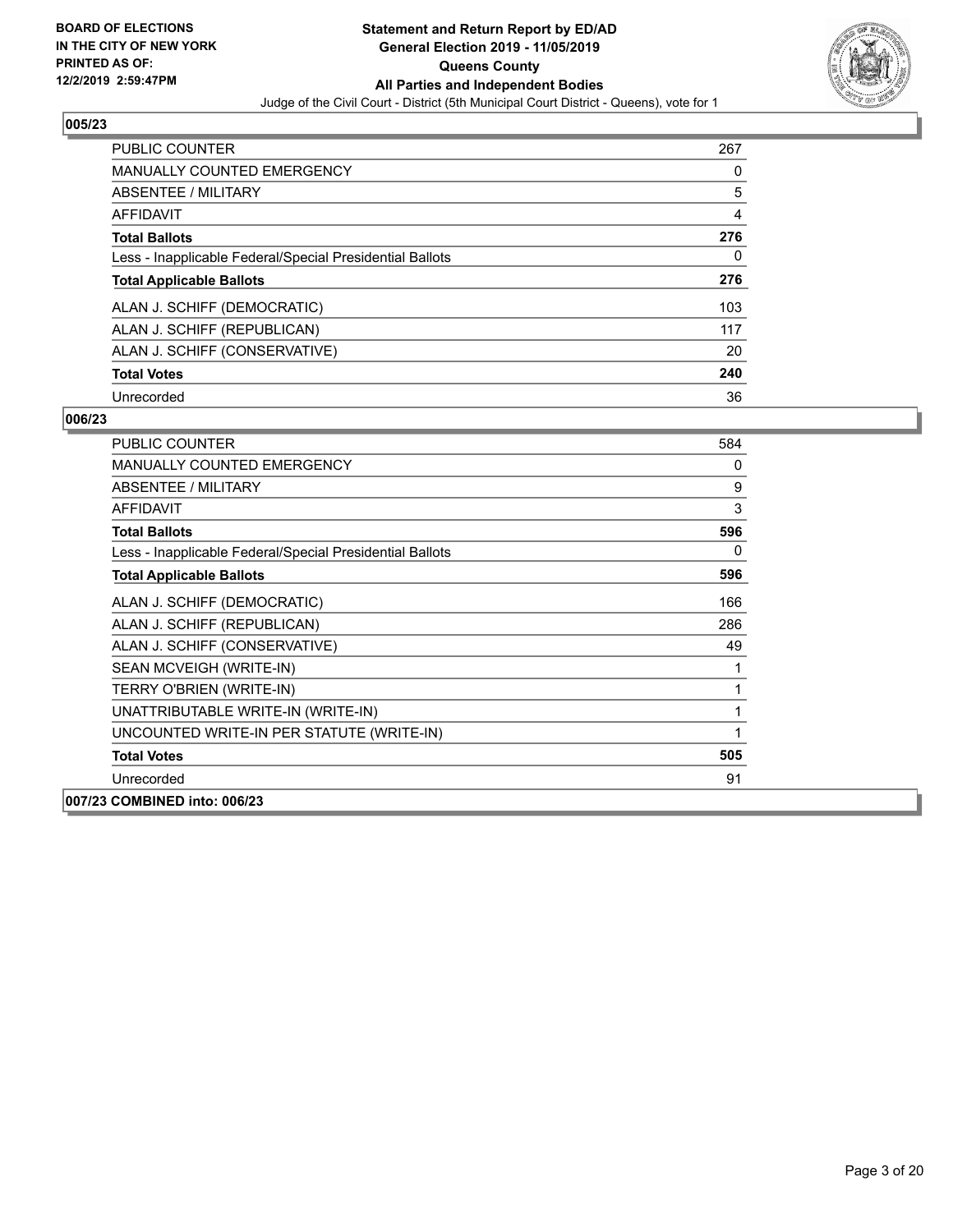**BOARD OF ELECTIONS IN THE CITY OF NEW YORK PRINTED AS OF: 12/2/2019 2:59:47PM**

**Statement and Return Report by ED/AD General Election 2019 - 11/05/2019 Queens County All Parties and Independent Bodies**

Judge of the Civil Court - District (5th Municipal Court District - Queens), vote for 1

## 005/23

| | |
|---|---|
| PUBLIC COUNTER | 267 |
| MANUALLY COUNTED EMERGENCY | 0 |
| ABSENTEE / MILITARY | 5 |
| AFFIDAVIT | 4 |
| **Total Ballots** | **276** |
| Less - Inapplicable Federal/Special Presidential Ballots | 0 |
| **Total Applicable Ballots** | **276** |
| ALAN J. SCHIFF (DEMOCRATIC) | 103 |
| ALAN J. SCHIFF (REPUBLICAN) | 117 |
| ALAN J. SCHIFF (CONSERVATIVE) | 20 |
| **Total Votes** | **240** |
| Unrecorded | 36 |

## 006/23

| | |
|---|---|
| PUBLIC COUNTER | 584 |
| MANUALLY COUNTED EMERGENCY | 0 |
| ABSENTEE / MILITARY | 9 |
| AFFIDAVIT | 3 |
| **Total Ballots** | **596** |
| Less - Inapplicable Federal/Special Presidential Ballots | 0 |
| **Total Applicable Ballots** | **596** |
| ALAN J. SCHIFF (DEMOCRATIC) | 166 |
| ALAN J. SCHIFF (REPUBLICAN) | 286 |
| ALAN J. SCHIFF (CONSERVATIVE) | 49 |
| SEAN MCVEIGH (WRITE-IN) | 1 |
| TERRY O'BRIEN (WRITE-IN) | 1 |
| UNATTRIBUTABLE WRITE-IN (WRITE-IN) | 1 |
| UNCOUNTED WRITE-IN PER STATUTE (WRITE-IN) | 1 |
| **Total Votes** | **505** |
| Unrecorded | 91 |

**007/23 COMBINED into: 006/23**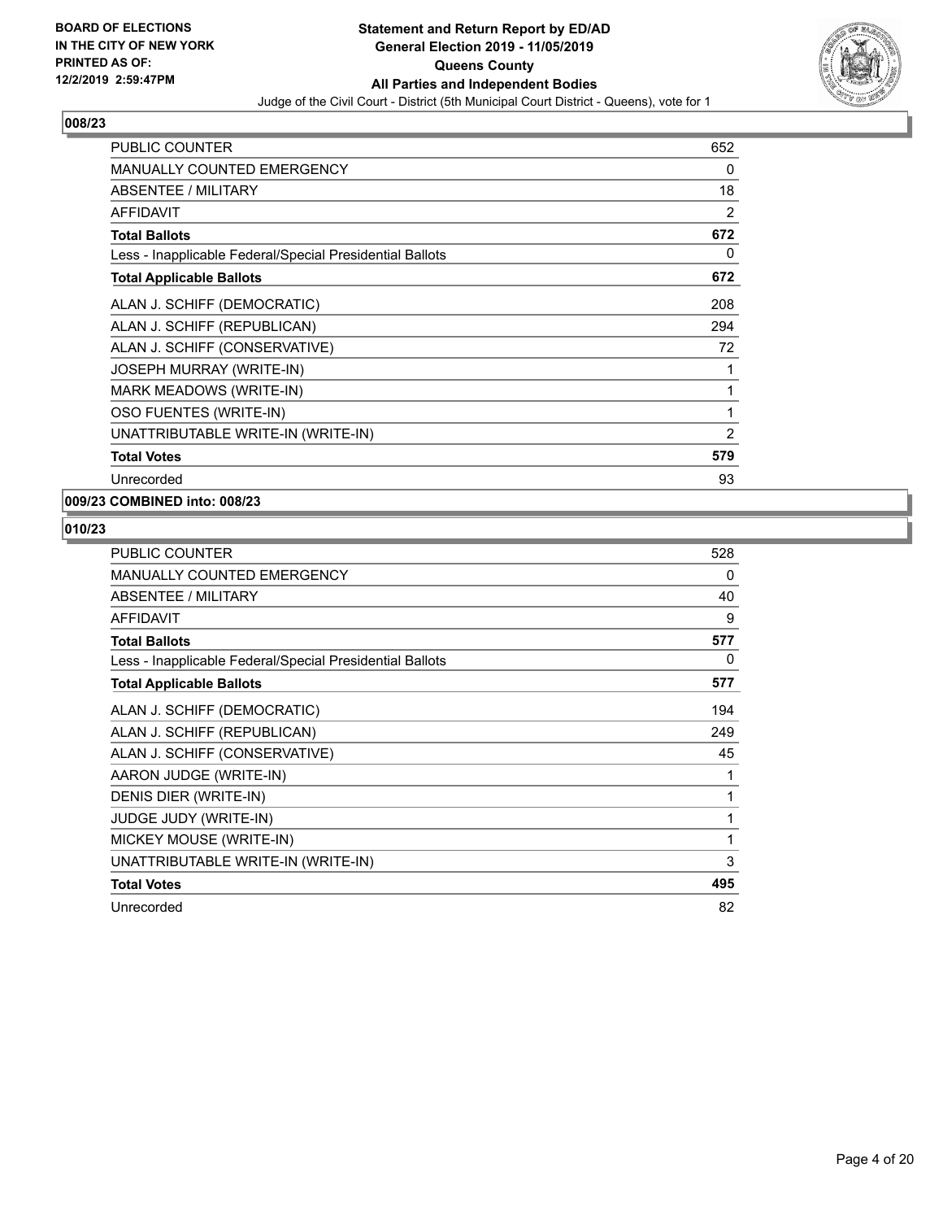**BOARD OF ELECTIONS IN THE CITY OF NEW YORK PRINTED AS OF: 12/2/2019 2:59:47PM**

**Statement and Return Report by ED/AD General Election 2019 - 11/05/2019 Queens County All Parties and Independent Bodies**

Judge of the Civil Court - District (5th Municipal Court District - Queens), vote for 1

## 008/23

| | |
|---|---|
| PUBLIC COUNTER | 652 |
| MANUALLY COUNTED EMERGENCY | 0 |
| ABSENTEE / MILITARY | 18 |
| AFFIDAVIT | 2 |
| **Total Ballots** | **672** |
| Less - Inapplicable Federal/Special Presidential Ballots | 0 |
| **Total Applicable Ballots** | **672** |
| ALAN J. SCHIFF (DEMOCRATIC) | 208 |
| ALAN J. SCHIFF (REPUBLICAN) | 294 |
| ALAN J. SCHIFF (CONSERVATIVE) | 72 |
| JOSEPH MURRAY (WRITE-IN) | 1 |
| MARK MEADOWS (WRITE-IN) | 1 |
| OSO FUENTES (WRITE-IN) | 1 |
| UNATTRIBUTABLE WRITE-IN (WRITE-IN) | 2 |
| **Total Votes** | **579** |
| Unrecorded | 93 |

## 009/23 COMBINED into: 008/23

## 010/23

| | |
|---|---|
| PUBLIC COUNTER | 528 |
| MANUALLY COUNTED EMERGENCY | 0 |
| ABSENTEE / MILITARY | 40 |
| AFFIDAVIT | 9 |
| **Total Ballots** | **577** |
| Less - Inapplicable Federal/Special Presidential Ballots | 0 |
| **Total Applicable Ballots** | **577** |
| ALAN J. SCHIFF (DEMOCRATIC) | 194 |
| ALAN J. SCHIFF (REPUBLICAN) | 249 |
| ALAN J. SCHIFF (CONSERVATIVE) | 45 |
| AARON JUDGE (WRITE-IN) | 1 |
| DENIS DIER (WRITE-IN) | 1 |
| JUDGE JUDY (WRITE-IN) | 1 |
| MICKEY MOUSE (WRITE-IN) | 1 |
| UNATTRIBUTABLE WRITE-IN (WRITE-IN) | 3 |
| **Total Votes** | **495** |
| Unrecorded | 82 |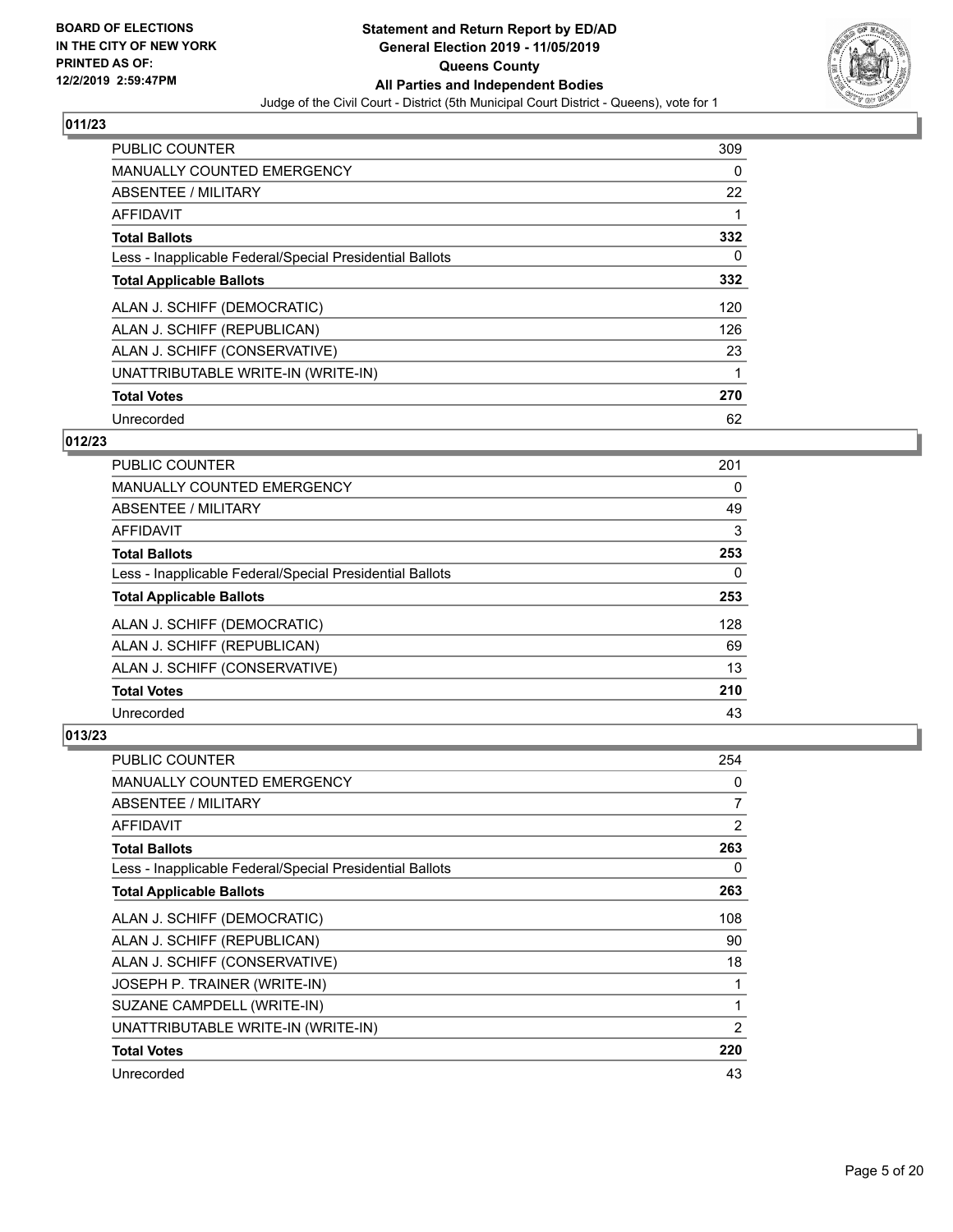BOARD OF ELECTIONS
IN THE CITY OF NEW YORK
PRINTED AS OF:
12/2/2019 2:59:47PM

**Statement and Return Report by ED/AD**
**General Election 2019 - 11/05/2019**
**Queens County**
**All Parties and Independent Bodies**
Judge of the Civil Court - District (5th Municipal Court District - Queens), vote for 1

## 011/23

| | |
|---|---|
| PUBLIC COUNTER | 309 |
| MANUALLY COUNTED EMERGENCY | 0 |
| ABSENTEE / MILITARY | 22 |
| AFFIDAVIT | 1 |
| **Total Ballots** | **332** |
| Less - Inapplicable Federal/Special Presidential Ballots | 0 |
| **Total Applicable Ballots** | **332** |
| ALAN J. SCHIFF (DEMOCRATIC) | 120 |
| ALAN J. SCHIFF (REPUBLICAN) | 126 |
| ALAN J. SCHIFF (CONSERVATIVE) | 23 |
| UNATTRIBUTABLE WRITE-IN (WRITE-IN) | 1 |
| **Total Votes** | **270** |
| Unrecorded | 62 |

## 012/23

| | |
|---|---|
| PUBLIC COUNTER | 201 |
| MANUALLY COUNTED EMERGENCY | 0 |
| ABSENTEE / MILITARY | 49 |
| AFFIDAVIT | 3 |
| **Total Ballots** | **253** |
| Less - Inapplicable Federal/Special Presidential Ballots | 0 |
| **Total Applicable Ballots** | **253** |
| ALAN J. SCHIFF (DEMOCRATIC) | 128 |
| ALAN J. SCHIFF (REPUBLICAN) | 69 |
| ALAN J. SCHIFF (CONSERVATIVE) | 13 |
| **Total Votes** | **210** |
| Unrecorded | 43 |

## 013/23

| | |
|---|---|
| PUBLIC COUNTER | 254 |
| MANUALLY COUNTED EMERGENCY | 0 |
| ABSENTEE / MILITARY | 7 |
| AFFIDAVIT | 2 |
| **Total Ballots** | **263** |
| Less - Inapplicable Federal/Special Presidential Ballots | 0 |
| **Total Applicable Ballots** | **263** |
| ALAN J. SCHIFF (DEMOCRATIC) | 108 |
| ALAN J. SCHIFF (REPUBLICAN) | 90 |
| ALAN J. SCHIFF (CONSERVATIVE) | 18 |
| JOSEPH P. TRAINER (WRITE-IN) | 1 |
| SUZANE CAMPDELL (WRITE-IN) | 1 |
| UNATTRIBUTABLE WRITE-IN (WRITE-IN) | 2 |
| **Total Votes** | **220** |
| Unrecorded | 43 |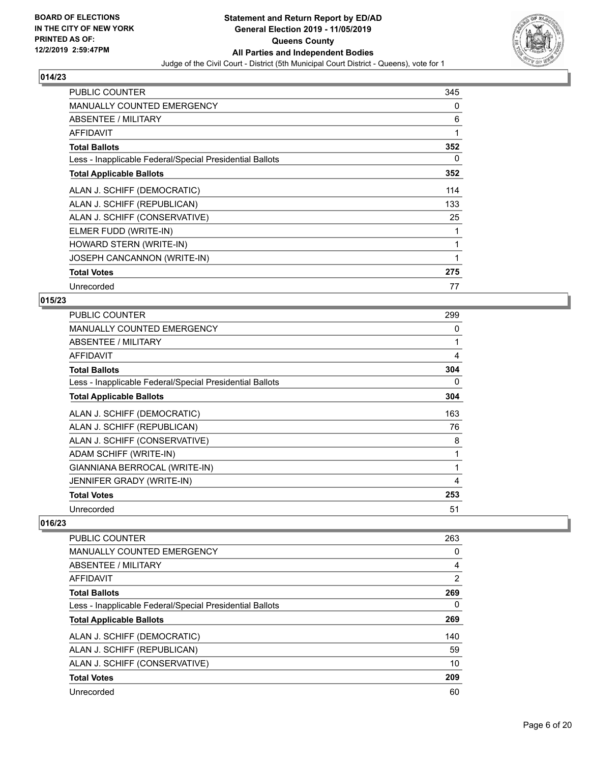## 014/23

| | |
|---|---|
| PUBLIC COUNTER | 345 |
| MANUALLY COUNTED EMERGENCY | 0 |
| ABSENTEE / MILITARY | 6 |
| AFFIDAVIT | 1 |
| **Total Ballots** | **352** |
| Less - Inapplicable Federal/Special Presidential Ballots | 0 |
| **Total Applicable Ballots** | **352** |
| ALAN J. SCHIFF (DEMOCRATIC) | 114 |
| ALAN J. SCHIFF (REPUBLICAN) | 133 |
| ALAN J. SCHIFF (CONSERVATIVE) | 25 |
| ELMER FUDD (WRITE-IN) | 1 |
| HOWARD STERN (WRITE-IN) | 1 |
| JOSEPH CANCANNON (WRITE-IN) | 1 |
| **Total Votes** | **275** |
| Unrecorded | 77 |

## 015/23

| | |
|---|---|
| PUBLIC COUNTER | 299 |
| MANUALLY COUNTED EMERGENCY | 0 |
| ABSENTEE / MILITARY | 1 |
| AFFIDAVIT | 4 |
| **Total Ballots** | **304** |
| Less - Inapplicable Federal/Special Presidential Ballots | 0 |
| **Total Applicable Ballots** | **304** |
| ALAN J. SCHIFF (DEMOCRATIC) | 163 |
| ALAN J. SCHIFF (REPUBLICAN) | 76 |
| ALAN J. SCHIFF (CONSERVATIVE) | 8 |
| ADAM SCHIFF (WRITE-IN) | 1 |
| GIANNIANA BERROCAL (WRITE-IN) | 1 |
| JENNIFER GRADY (WRITE-IN) | 4 |
| **Total Votes** | **253** |
| Unrecorded | 51 |

## 016/23

| | |
|---|---|
| PUBLIC COUNTER | 263 |
| MANUALLY COUNTED EMERGENCY | 0 |
| ABSENTEE / MILITARY | 4 |
| AFFIDAVIT | 2 |
| **Total Ballots** | **269** |
| Less - Inapplicable Federal/Special Presidential Ballots | 0 |
| **Total Applicable Ballots** | **269** |
| ALAN J. SCHIFF (DEMOCRATIC) | 140 |
| ALAN J. SCHIFF (REPUBLICAN) | 59 |
| ALAN J. SCHIFF (CONSERVATIVE) | 10 |
| **Total Votes** | **209** |
| Unrecorded | 60 |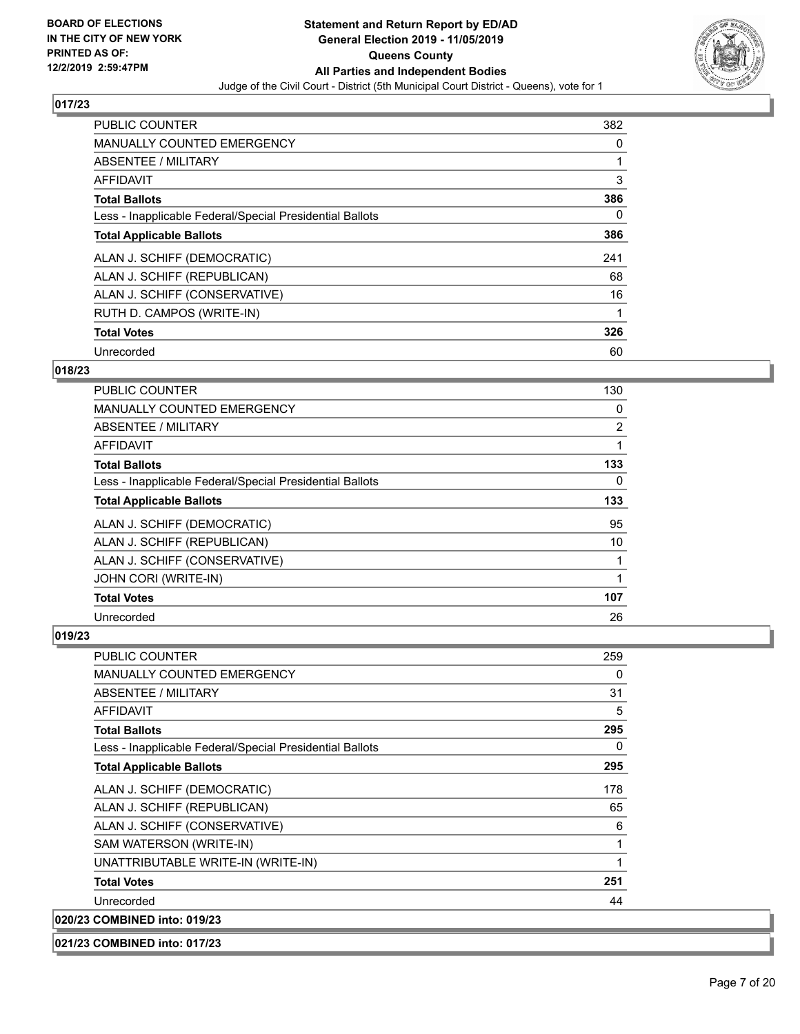## 017/23

| | |
|---|---|
| PUBLIC COUNTER | 382 |
| MANUALLY COUNTED EMERGENCY | 0 |
| ABSENTEE / MILITARY | 1 |
| AFFIDAVIT | 3 |
| **Total Ballots** | **386** |
| Less - Inapplicable Federal/Special Presidential Ballots | 0 |
| **Total Applicable Ballots** | **386** |
| ALAN J. SCHIFF (DEMOCRATIC) | 241 |
| ALAN J. SCHIFF (REPUBLICAN) | 68 |
| ALAN J. SCHIFF (CONSERVATIVE) | 16 |
| RUTH D. CAMPOS (WRITE-IN) | 1 |
| **Total Votes** | **326** |
| Unrecorded | 60 |

## 018/23

| | |
|---|---|
| PUBLIC COUNTER | 130 |
| MANUALLY COUNTED EMERGENCY | 0 |
| ABSENTEE / MILITARY | 2 |
| AFFIDAVIT | 1 |
| **Total Ballots** | **133** |
| Less - Inapplicable Federal/Special Presidential Ballots | 0 |
| **Total Applicable Ballots** | **133** |
| ALAN J. SCHIFF (DEMOCRATIC) | 95 |
| ALAN J. SCHIFF (REPUBLICAN) | 10 |
| ALAN J. SCHIFF (CONSERVATIVE) | 1 |
| JOHN CORI (WRITE-IN) | 1 |
| **Total Votes** | **107** |
| Unrecorded | 26 |

## 019/23

| | |
|---|---|
| PUBLIC COUNTER | 259 |
| MANUALLY COUNTED EMERGENCY | 0 |
| ABSENTEE / MILITARY | 31 |
| AFFIDAVIT | 5 |
| **Total Ballots** | **295** |
| Less - Inapplicable Federal/Special Presidential Ballots | 0 |
| **Total Applicable Ballots** | **295** |
| ALAN J. SCHIFF (DEMOCRATIC) | 178 |
| ALAN J. SCHIFF (REPUBLICAN) | 65 |
| ALAN J. SCHIFF (CONSERVATIVE) | 6 |
| SAM WATERSON (WRITE-IN) | 1 |
| UNATTRIBUTABLE WRITE-IN (WRITE-IN) | 1 |
| **Total Votes** | **251** |
| Unrecorded | 44 |

**020/23 COMBINED into: 019/23**

**021/23 COMBINED into: 017/23**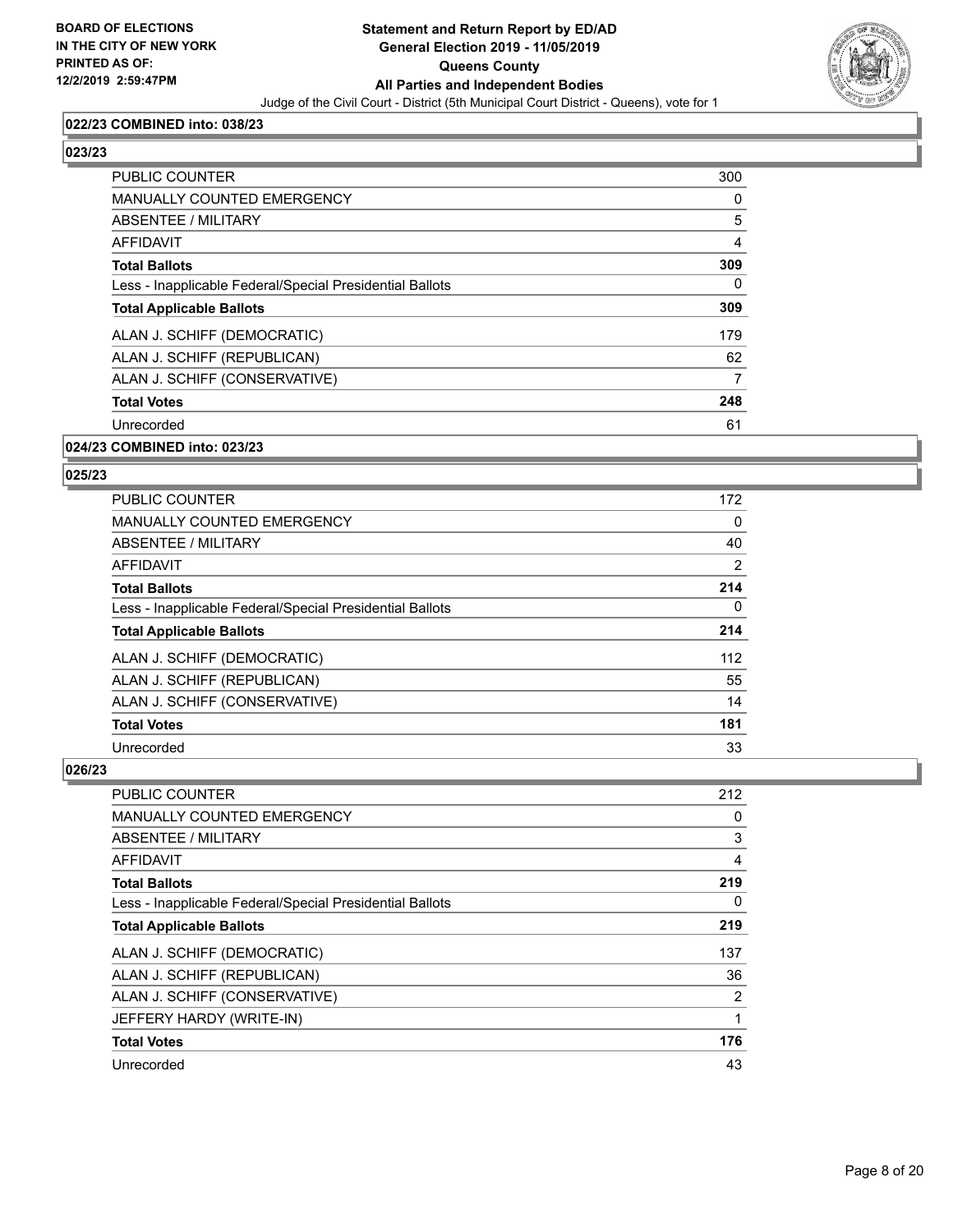**022/23 COMBINED into: 038/23**

**023/23**

| | |
|---|---|
| PUBLIC COUNTER | 300 |
| MANUALLY COUNTED EMERGENCY | 0 |
| ABSENTEE / MILITARY | 5 |
| AFFIDAVIT | 4 |
| **Total Ballots** | **309** |
| Less - Inapplicable Federal/Special Presidential Ballots | 0 |
| **Total Applicable Ballots** | **309** |
| ALAN J. SCHIFF (DEMOCRATIC) | 179 |
| ALAN J. SCHIFF (REPUBLICAN) | 62 |
| ALAN J. SCHIFF (CONSERVATIVE) | 7 |
| **Total Votes** | **248** |
| Unrecorded | 61 |

**024/23 COMBINED into: 023/23**

**025/23**

| | |
|---|---|
| PUBLIC COUNTER | 172 |
| MANUALLY COUNTED EMERGENCY | 0 |
| ABSENTEE / MILITARY | 40 |
| AFFIDAVIT | 2 |
| **Total Ballots** | **214** |
| Less - Inapplicable Federal/Special Presidential Ballots | 0 |
| **Total Applicable Ballots** | **214** |
| ALAN J. SCHIFF (DEMOCRATIC) | 112 |
| ALAN J. SCHIFF (REPUBLICAN) | 55 |
| ALAN J. SCHIFF (CONSERVATIVE) | 14 |
| **Total Votes** | **181** |
| Unrecorded | 33 |

**026/23**

| | |
|---|---|
| PUBLIC COUNTER | 212 |
| MANUALLY COUNTED EMERGENCY | 0 |
| ABSENTEE / MILITARY | 3 |
| AFFIDAVIT | 4 |
| **Total Ballots** | **219** |
| Less - Inapplicable Federal/Special Presidential Ballots | 0 |
| **Total Applicable Ballots** | **219** |
| ALAN J. SCHIFF (DEMOCRATIC) | 137 |
| ALAN J. SCHIFF (REPUBLICAN) | 36 |
| ALAN J. SCHIFF (CONSERVATIVE) | 2 |
| JEFFERY HARDY (WRITE-IN) | 1 |
| **Total Votes** | **176** |
| Unrecorded | 43 |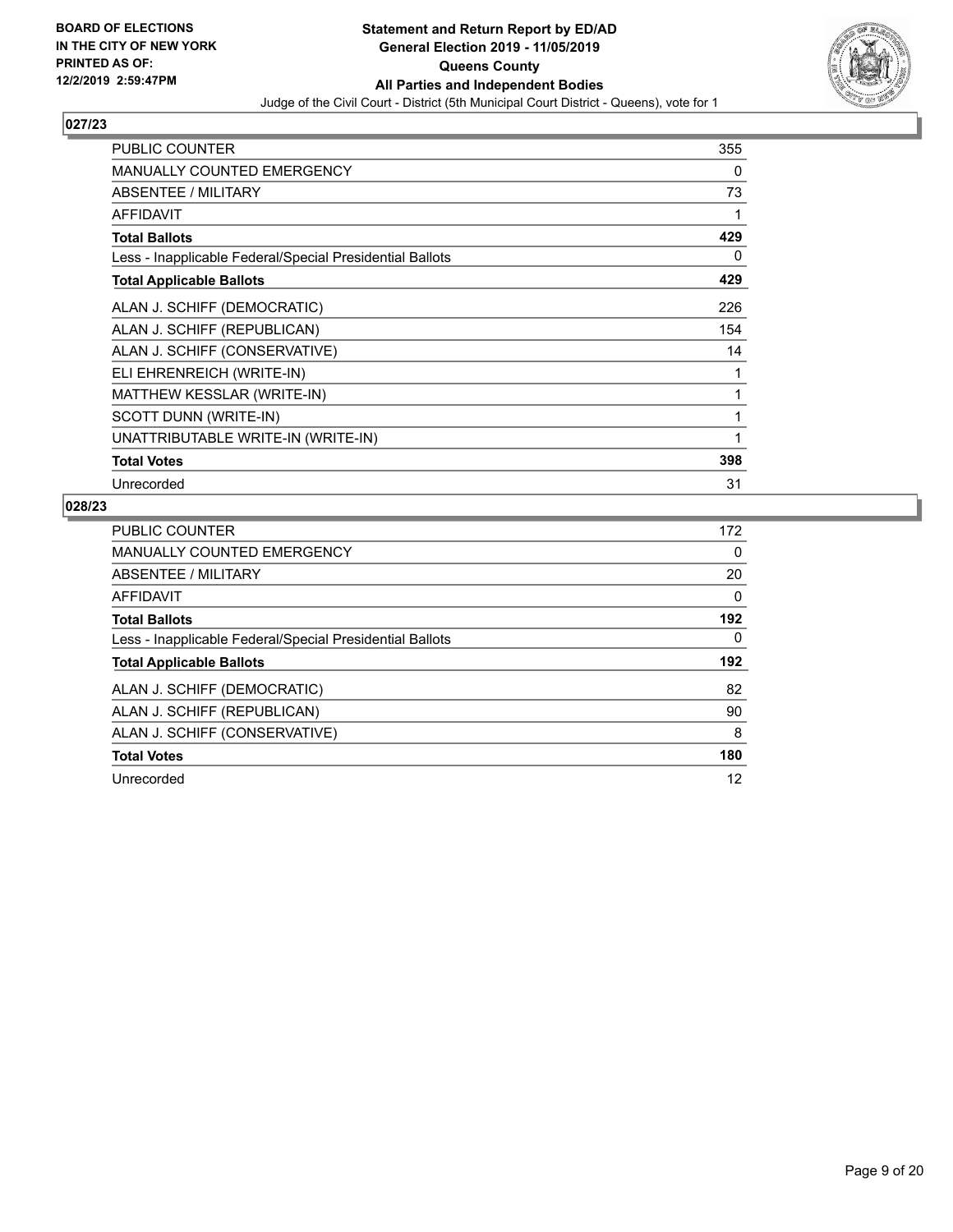## 027/23

| | |
|---|---|
| PUBLIC COUNTER | 355 |
| MANUALLY COUNTED EMERGENCY | 0 |
| ABSENTEE / MILITARY | 73 |
| AFFIDAVIT | 1 |
| **Total Ballots** | **429** |
| Less - Inapplicable Federal/Special Presidential Ballots | 0 |
| **Total Applicable Ballots** | **429** |
| ALAN J. SCHIFF (DEMOCRATIC) | 226 |
| ALAN J. SCHIFF (REPUBLICAN) | 154 |
| ALAN J. SCHIFF (CONSERVATIVE) | 14 |
| ELI EHRENREICH (WRITE-IN) | 1 |
| MATTHEW KESSLAR (WRITE-IN) | 1 |
| SCOTT DUNN (WRITE-IN) | 1 |
| UNATTRIBUTABLE WRITE-IN (WRITE-IN) | 1 |
| **Total Votes** | **398** |
| Unrecorded | 31 |

## 028/23

| | |
|---|---|
| PUBLIC COUNTER | 172 |
| MANUALLY COUNTED EMERGENCY | 0 |
| ABSENTEE / MILITARY | 20 |
| AFFIDAVIT | 0 |
| **Total Ballots** | **192** |
| Less - Inapplicable Federal/Special Presidential Ballots | 0 |
| **Total Applicable Ballots** | **192** |
| ALAN J. SCHIFF (DEMOCRATIC) | 82 |
| ALAN J. SCHIFF (REPUBLICAN) | 90 |
| ALAN J. SCHIFF (CONSERVATIVE) | 8 |
| **Total Votes** | **180** |
| Unrecorded | 12 |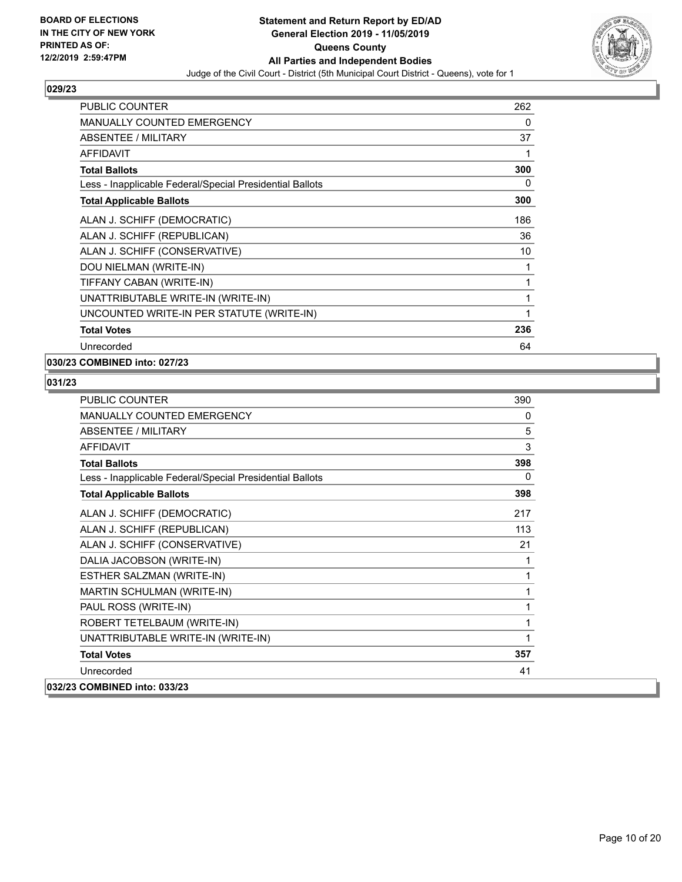### 029/23

| | |
|---|---|
| PUBLIC COUNTER | 262 |
| MANUALLY COUNTED EMERGENCY | 0 |
| ABSENTEE / MILITARY | 37 |
| AFFIDAVIT | 1 |
| **Total Ballots** | **300** |
| Less - Inapplicable Federal/Special Presidential Ballots | 0 |
| **Total Applicable Ballots** | **300** |
| ALAN J. SCHIFF (DEMOCRATIC) | 186 |
| ALAN J. SCHIFF (REPUBLICAN) | 36 |
| ALAN J. SCHIFF (CONSERVATIVE) | 10 |
| DOU NIELMAN (WRITE-IN) | 1 |
| TIFFANY CABAN (WRITE-IN) | 1 |
| UNATTRIBUTABLE WRITE-IN (WRITE-IN) | 1 |
| UNCOUNTED WRITE-IN PER STATUTE (WRITE-IN) | 1 |
| **Total Votes** | **236** |
| Unrecorded | 64 |

### 030/23 COMBINED into: 027/23

### 031/23

| | |
|---|---|
| PUBLIC COUNTER | 390 |
| MANUALLY COUNTED EMERGENCY | 0 |
| ABSENTEE / MILITARY | 5 |
| AFFIDAVIT | 3 |
| **Total Ballots** | **398** |
| Less - Inapplicable Federal/Special Presidential Ballots | 0 |
| **Total Applicable Ballots** | **398** |
| ALAN J. SCHIFF (DEMOCRATIC) | 217 |
| ALAN J. SCHIFF (REPUBLICAN) | 113 |
| ALAN J. SCHIFF (CONSERVATIVE) | 21 |
| DALIA JACOBSON (WRITE-IN) | 1 |
| ESTHER SALZMAN (WRITE-IN) | 1 |
| MARTIN SCHULMAN (WRITE-IN) | 1 |
| PAUL ROSS (WRITE-IN) | 1 |
| ROBERT TETELBAUM (WRITE-IN) | 1 |
| UNATTRIBUTABLE WRITE-IN (WRITE-IN) | 1 |
| **Total Votes** | **357** |
| Unrecorded | 41 |

### 032/23 COMBINED into: 033/23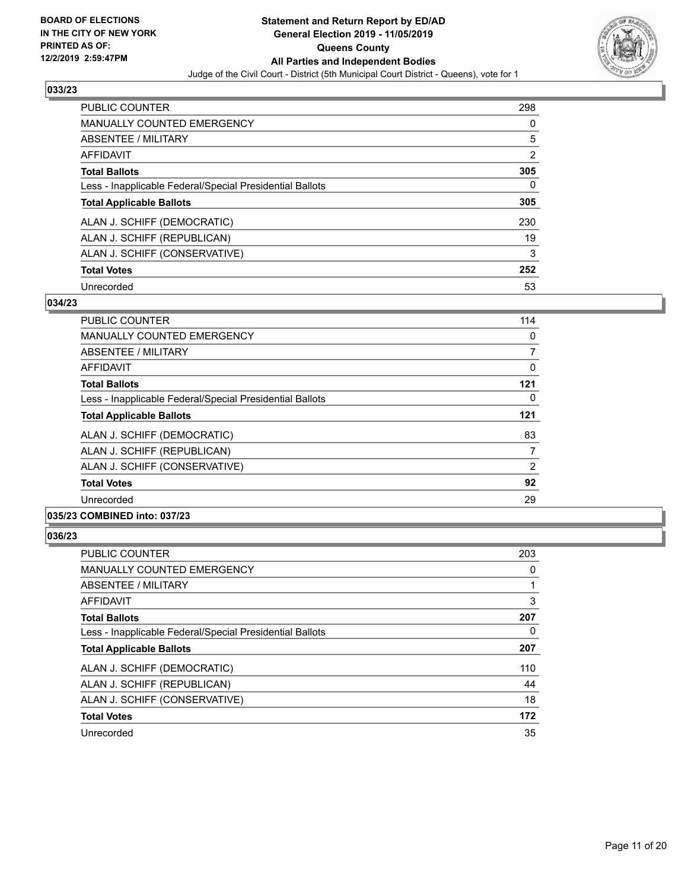### 033/23

| | |
|---|---|
| PUBLIC COUNTER | 298 |
| MANUALLY COUNTED EMERGENCY | 0 |
| ABSENTEE / MILITARY | 5 |
| AFFIDAVIT | 2 |
| **Total Ballots** | **305** |
| Less - Inapplicable Federal/Special Presidential Ballots | 0 |
| **Total Applicable Ballots** | **305** |
| ALAN J. SCHIFF (DEMOCRATIC) | 230 |
| ALAN J. SCHIFF (REPUBLICAN) | 19 |
| ALAN J. SCHIFF (CONSERVATIVE) | 3 |
| **Total Votes** | **252** |
| Unrecorded | 53 |

### 034/23

| | |
|---|---|
| PUBLIC COUNTER | 114 |
| MANUALLY COUNTED EMERGENCY | 0 |
| ABSENTEE / MILITARY | 7 |
| AFFIDAVIT | 0 |
| **Total Ballots** | **121** |
| Less - Inapplicable Federal/Special Presidential Ballots | 0 |
| **Total Applicable Ballots** | **121** |
| ALAN J. SCHIFF (DEMOCRATIC) | 83 |
| ALAN J. SCHIFF (REPUBLICAN) | 7 |
| ALAN J. SCHIFF (CONSERVATIVE) | 2 |
| **Total Votes** | **92** |
| Unrecorded | 29 |

### 035/23 COMBINED into: 037/23

### 036/23

| | |
|---|---|
| PUBLIC COUNTER | 203 |
| MANUALLY COUNTED EMERGENCY | 0 |
| ABSENTEE / MILITARY | 1 |
| AFFIDAVIT | 3 |
| **Total Ballots** | **207** |
| Less - Inapplicable Federal/Special Presidential Ballots | 0 |
| **Total Applicable Ballots** | **207** |
| ALAN J. SCHIFF (DEMOCRATIC) | 110 |
| ALAN J. SCHIFF (REPUBLICAN) | 44 |
| ALAN J. SCHIFF (CONSERVATIVE) | 18 |
| **Total Votes** | **172** |
| Unrecorded | 35 |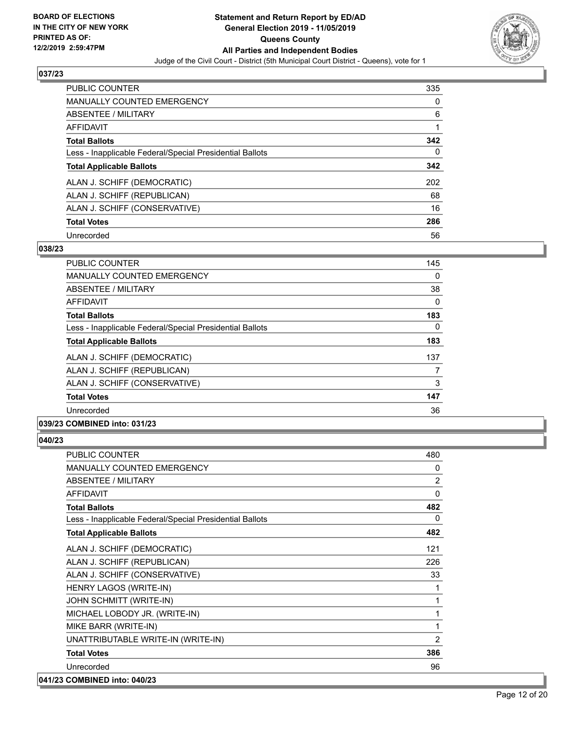## 037/23

| | |
|---|---|
| PUBLIC COUNTER | 335 |
| MANUALLY COUNTED EMERGENCY | 0 |
| ABSENTEE / MILITARY | 6 |
| AFFIDAVIT | 1 |
| **Total Ballots** | **342** |
| Less - Inapplicable Federal/Special Presidential Ballots | 0 |
| **Total Applicable Ballots** | **342** |
| ALAN J. SCHIFF (DEMOCRATIC) | 202 |
| ALAN J. SCHIFF (REPUBLICAN) | 68 |
| ALAN J. SCHIFF (CONSERVATIVE) | 16 |
| **Total Votes** | **286** |
| Unrecorded | 56 |

## 038/23

| | |
|---|---|
| PUBLIC COUNTER | 145 |
| MANUALLY COUNTED EMERGENCY | 0 |
| ABSENTEE / MILITARY | 38 |
| AFFIDAVIT | 0 |
| **Total Ballots** | **183** |
| Less - Inapplicable Federal/Special Presidential Ballots | 0 |
| **Total Applicable Ballots** | **183** |
| ALAN J. SCHIFF (DEMOCRATIC) | 137 |
| ALAN J. SCHIFF (REPUBLICAN) | 7 |
| ALAN J. SCHIFF (CONSERVATIVE) | 3 |
| **Total Votes** | **147** |
| Unrecorded | 36 |

## 039/23 COMBINED into: 031/23

## 040/23

| | |
|---|---|
| PUBLIC COUNTER | 480 |
| MANUALLY COUNTED EMERGENCY | 0 |
| ABSENTEE / MILITARY | 2 |
| AFFIDAVIT | 0 |
| **Total Ballots** | **482** |
| Less - Inapplicable Federal/Special Presidential Ballots | 0 |
| **Total Applicable Ballots** | **482** |
| ALAN J. SCHIFF (DEMOCRATIC) | 121 |
| ALAN J. SCHIFF (REPUBLICAN) | 226 |
| ALAN J. SCHIFF (CONSERVATIVE) | 33 |
| HENRY LAGOS (WRITE-IN) | 1 |
| JOHN SCHMITT (WRITE-IN) | 1 |
| MICHAEL LOBODY JR. (WRITE-IN) | 1 |
| MIKE BARR (WRITE-IN) | 1 |
| UNATTRIBUTABLE WRITE-IN (WRITE-IN) | 2 |
| **Total Votes** | **386** |
| Unrecorded | 96 |

## 041/23 COMBINED into: 040/23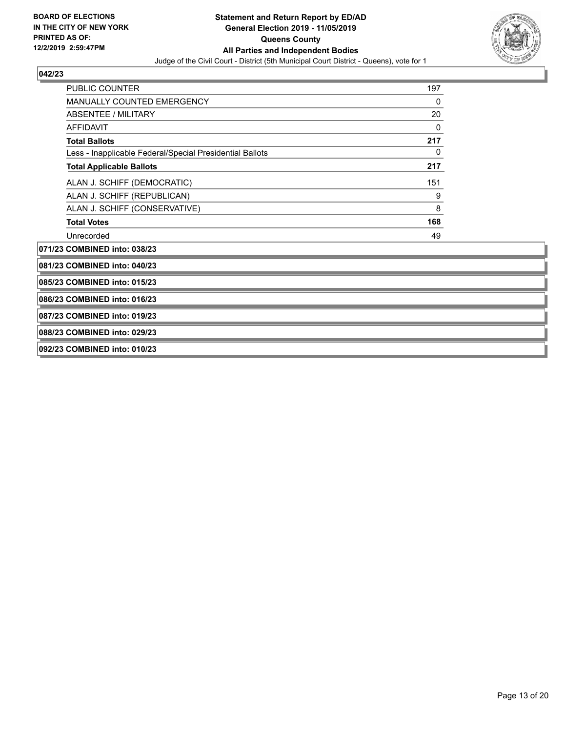**BOARD OF ELECTIONS IN THE CITY OF NEW YORK PRINTED AS OF: 12/2/2019 2:59:47PM**

**Statement and Return Report by ED/AD**
**General Election 2019 - 11/05/2019**
**Queens County**
**All Parties and Independent Bodies**
Judge of the Civil Court - District (5th Municipal Court District - Queens), vote for 1

**042/23**

| | |
|---|---|
| PUBLIC COUNTER | 197 |
| MANUALLY COUNTED EMERGENCY | 0 |
| ABSENTEE / MILITARY | 20 |
| AFFIDAVIT | 0 |
| **Total Ballots** | **217** |
| Less - Inapplicable Federal/Special Presidential Ballots | 0 |
| **Total Applicable Ballots** | **217** |
| ALAN J. SCHIFF (DEMOCRATIC) | 151 |
| ALAN J. SCHIFF (REPUBLICAN) | 9 |
| ALAN J. SCHIFF (CONSERVATIVE) | 8 |
| **Total Votes** | **168** |
| Unrecorded | 49 |

**071/23 COMBINED into: 038/23**

**081/23 COMBINED into: 040/23**

**085/23 COMBINED into: 015/23**

**086/23 COMBINED into: 016/23**

**087/23 COMBINED into: 019/23**

**088/23 COMBINED into: 029/23**

**092/23 COMBINED into: 010/23**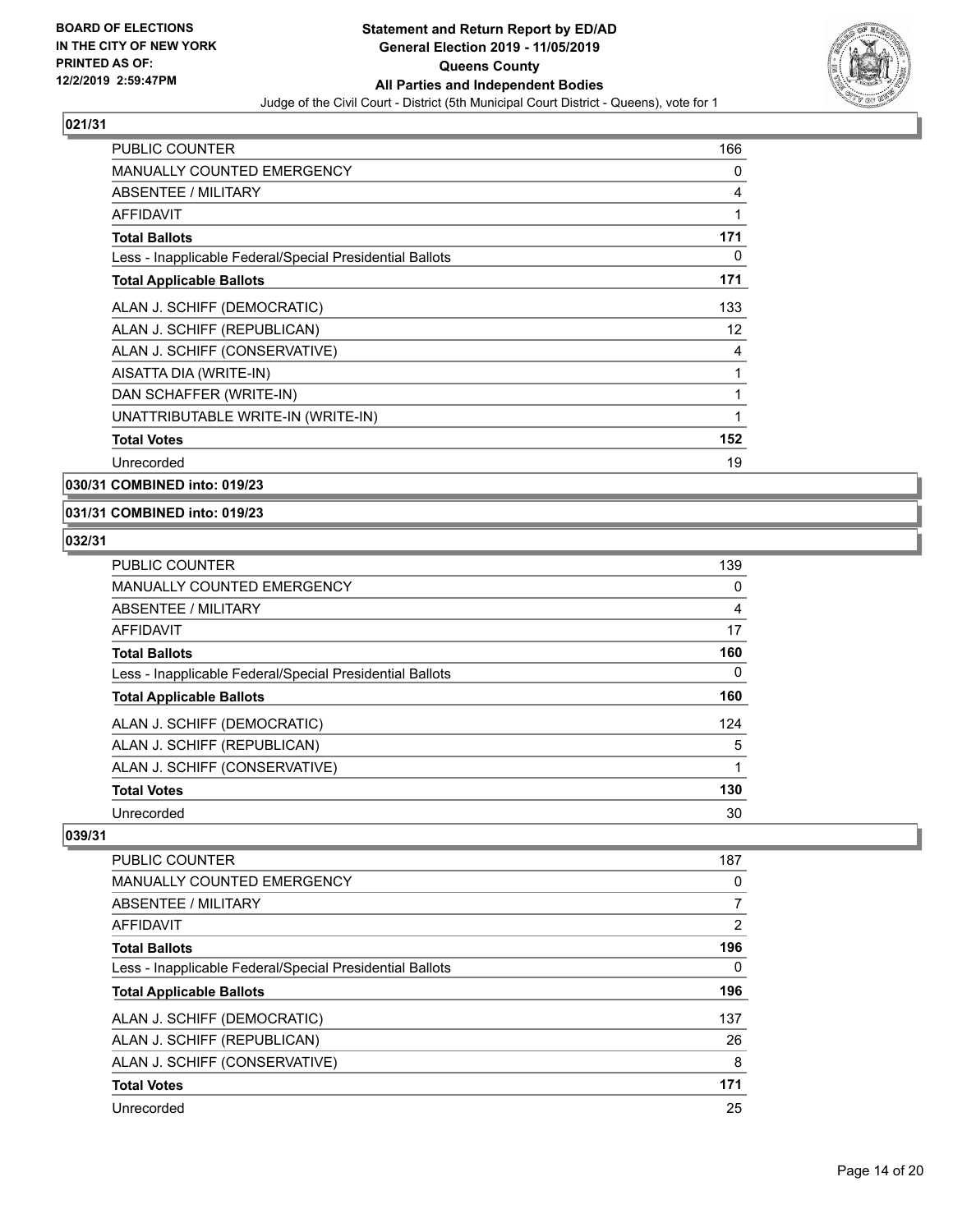## 021/31

| | |
|---|---|
| PUBLIC COUNTER | 166 |
| MANUALLY COUNTED EMERGENCY | 0 |
| ABSENTEE / MILITARY | 4 |
| AFFIDAVIT | 1 |
| **Total Ballots** | **171** |
| Less - Inapplicable Federal/Special Presidential Ballots | 0 |
| **Total Applicable Ballots** | **171** |
| ALAN J. SCHIFF (DEMOCRATIC) | 133 |
| ALAN J. SCHIFF (REPUBLICAN) | 12 |
| ALAN J. SCHIFF (CONSERVATIVE) | 4 |
| AISATTA DIA (WRITE-IN) | 1 |
| DAN SCHAFFER (WRITE-IN) | 1 |
| UNATTRIBUTABLE WRITE-IN (WRITE-IN) | 1 |
| **Total Votes** | **152** |
| Unrecorded | 19 |

## 030/31 COMBINED into: 019/23

## 031/31 COMBINED into: 019/23

## 032/31

| | |
|---|---|
| PUBLIC COUNTER | 139 |
| MANUALLY COUNTED EMERGENCY | 0 |
| ABSENTEE / MILITARY | 4 |
| AFFIDAVIT | 17 |
| **Total Ballots** | **160** |
| Less - Inapplicable Federal/Special Presidential Ballots | 0 |
| **Total Applicable Ballots** | **160** |
| ALAN J. SCHIFF (DEMOCRATIC) | 124 |
| ALAN J. SCHIFF (REPUBLICAN) | 5 |
| ALAN J. SCHIFF (CONSERVATIVE) | 1 |
| **Total Votes** | **130** |
| Unrecorded | 30 |

## 039/31

| | |
|---|---|
| PUBLIC COUNTER | 187 |
| MANUALLY COUNTED EMERGENCY | 0 |
| ABSENTEE / MILITARY | 7 |
| AFFIDAVIT | 2 |
| **Total Ballots** | **196** |
| Less - Inapplicable Federal/Special Presidential Ballots | 0 |
| **Total Applicable Ballots** | **196** |
| ALAN J. SCHIFF (DEMOCRATIC) | 137 |
| ALAN J. SCHIFF (REPUBLICAN) | 26 |
| ALAN J. SCHIFF (CONSERVATIVE) | 8 |
| **Total Votes** | **171** |
| Unrecorded | 25 |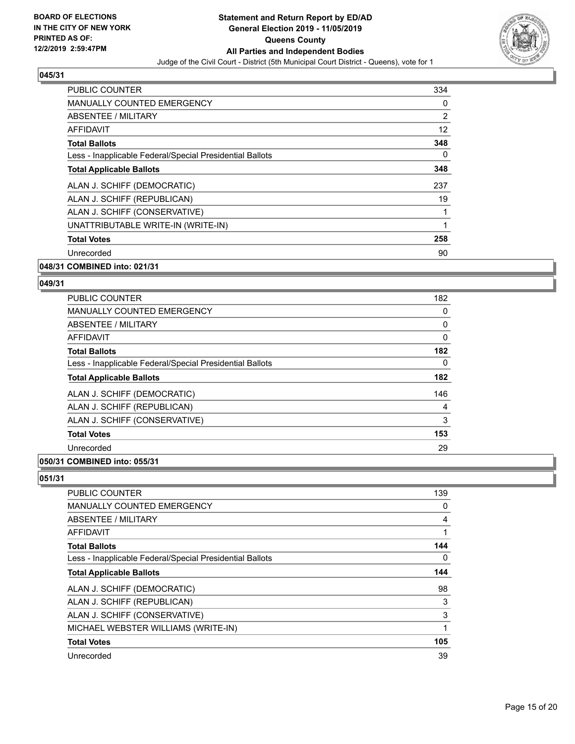### 045/31

| | |
|---|---|
| PUBLIC COUNTER | 334 |
| MANUALLY COUNTED EMERGENCY | 0 |
| ABSENTEE / MILITARY | 2 |
| AFFIDAVIT | 12 |
| **Total Ballots** | **348** |
| Less - Inapplicable Federal/Special Presidential Ballots | 0 |
| **Total Applicable Ballots** | **348** |
| ALAN J. SCHIFF (DEMOCRATIC) | 237 |
| ALAN J. SCHIFF (REPUBLICAN) | 19 |
| ALAN J. SCHIFF (CONSERVATIVE) | 1 |
| UNATTRIBUTABLE WRITE-IN (WRITE-IN) | 1 |
| **Total Votes** | **258** |
| Unrecorded | 90 |

### 048/31 COMBINED into: 021/31

### 049/31

| | |
|---|---|
| PUBLIC COUNTER | 182 |
| MANUALLY COUNTED EMERGENCY | 0 |
| ABSENTEE / MILITARY | 0 |
| AFFIDAVIT | 0 |
| **Total Ballots** | **182** |
| Less - Inapplicable Federal/Special Presidential Ballots | 0 |
| **Total Applicable Ballots** | **182** |
| ALAN J. SCHIFF (DEMOCRATIC) | 146 |
| ALAN J. SCHIFF (REPUBLICAN) | 4 |
| ALAN J. SCHIFF (CONSERVATIVE) | 3 |
| **Total Votes** | **153** |
| Unrecorded | 29 |

### 050/31 COMBINED into: 055/31

### 051/31

| | |
|---|---|
| PUBLIC COUNTER | 139 |
| MANUALLY COUNTED EMERGENCY | 0 |
| ABSENTEE / MILITARY | 4 |
| AFFIDAVIT | 1 |
| **Total Ballots** | **144** |
| Less - Inapplicable Federal/Special Presidential Ballots | 0 |
| **Total Applicable Ballots** | **144** |
| ALAN J. SCHIFF (DEMOCRATIC) | 98 |
| ALAN J. SCHIFF (REPUBLICAN) | 3 |
| ALAN J. SCHIFF (CONSERVATIVE) | 3 |
| MICHAEL WEBSTER WILLIAMS (WRITE-IN) | 1 |
| **Total Votes** | **105** |
| Unrecorded | 39 |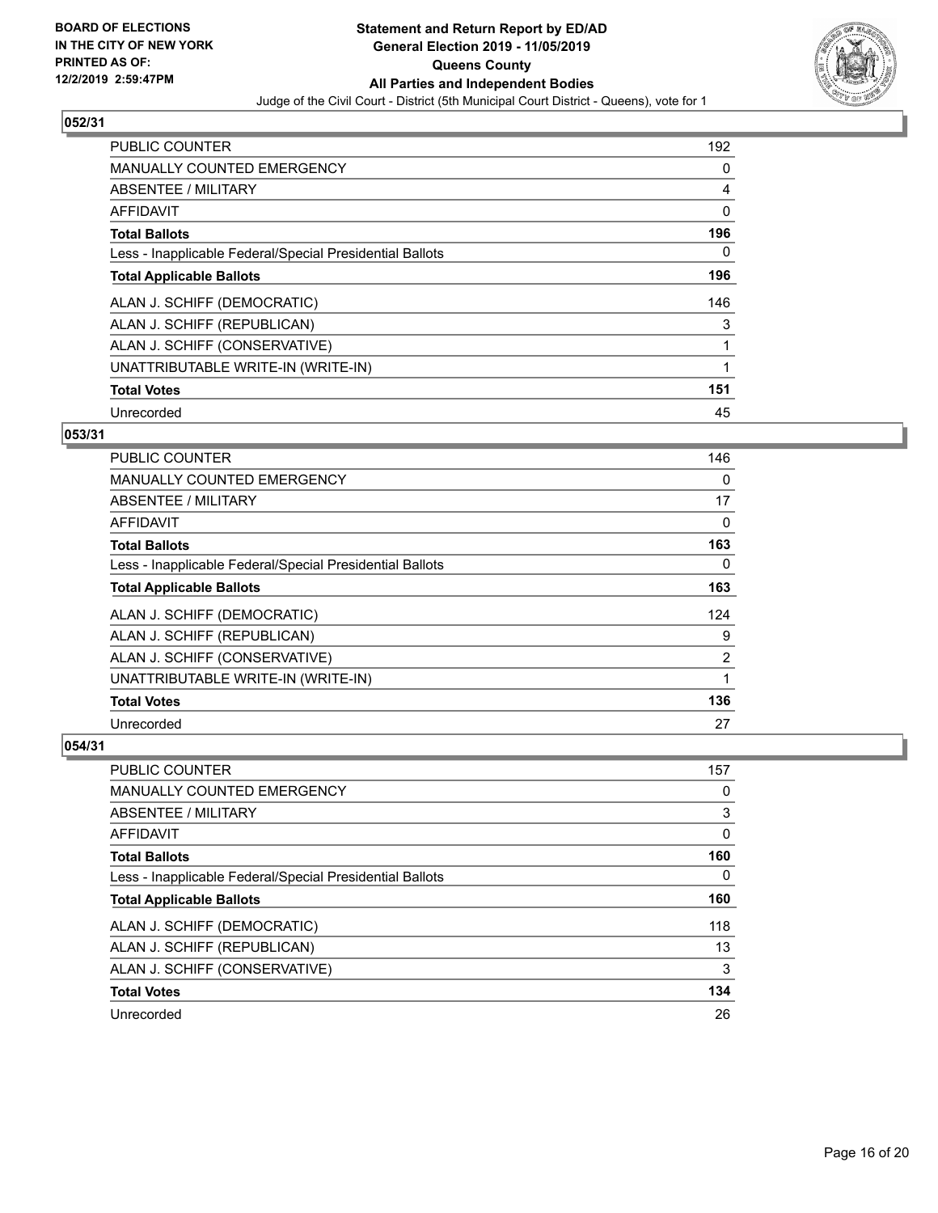**BOARD OF ELECTIONS IN THE CITY OF NEW YORK PRINTED AS OF: 12/2/2019 2:59:47PM**

**Statement and Return Report by ED/AD General Election 2019 - 11/05/2019 Queens County All Parties and Independent Bodies**

Judge of the Civil Court - District (5th Municipal Court District - Queens), vote for 1

### 052/31

| | |
|---|---|
| PUBLIC COUNTER | 192 |
| MANUALLY COUNTED EMERGENCY | 0 |
| ABSENTEE / MILITARY | 4 |
| AFFIDAVIT | 0 |
| **Total Ballots** | **196** |
| Less - Inapplicable Federal/Special Presidential Ballots | 0 |
| **Total Applicable Ballots** | **196** |
| ALAN J. SCHIFF (DEMOCRATIC) | 146 |
| ALAN J. SCHIFF (REPUBLICAN) | 3 |
| ALAN J. SCHIFF (CONSERVATIVE) | 1 |
| UNATTRIBUTABLE WRITE-IN (WRITE-IN) | 1 |
| **Total Votes** | **151** |
| Unrecorded | 45 |

### 053/31

| | |
|---|---|
| PUBLIC COUNTER | 146 |
| MANUALLY COUNTED EMERGENCY | 0 |
| ABSENTEE / MILITARY | 17 |
| AFFIDAVIT | 0 |
| **Total Ballots** | **163** |
| Less - Inapplicable Federal/Special Presidential Ballots | 0 |
| **Total Applicable Ballots** | **163** |
| ALAN J. SCHIFF (DEMOCRATIC) | 124 |
| ALAN J. SCHIFF (REPUBLICAN) | 9 |
| ALAN J. SCHIFF (CONSERVATIVE) | 2 |
| UNATTRIBUTABLE WRITE-IN (WRITE-IN) | 1 |
| **Total Votes** | **136** |
| Unrecorded | 27 |

### 054/31

| | |
|---|---|
| PUBLIC COUNTER | 157 |
| MANUALLY COUNTED EMERGENCY | 0 |
| ABSENTEE / MILITARY | 3 |
| AFFIDAVIT | 0 |
| **Total Ballots** | **160** |
| Less - Inapplicable Federal/Special Presidential Ballots | 0 |
| **Total Applicable Ballots** | **160** |
| ALAN J. SCHIFF (DEMOCRATIC) | 118 |
| ALAN J. SCHIFF (REPUBLICAN) | 13 |
| ALAN J. SCHIFF (CONSERVATIVE) | 3 |
| **Total Votes** | **134** |
| Unrecorded | 26 |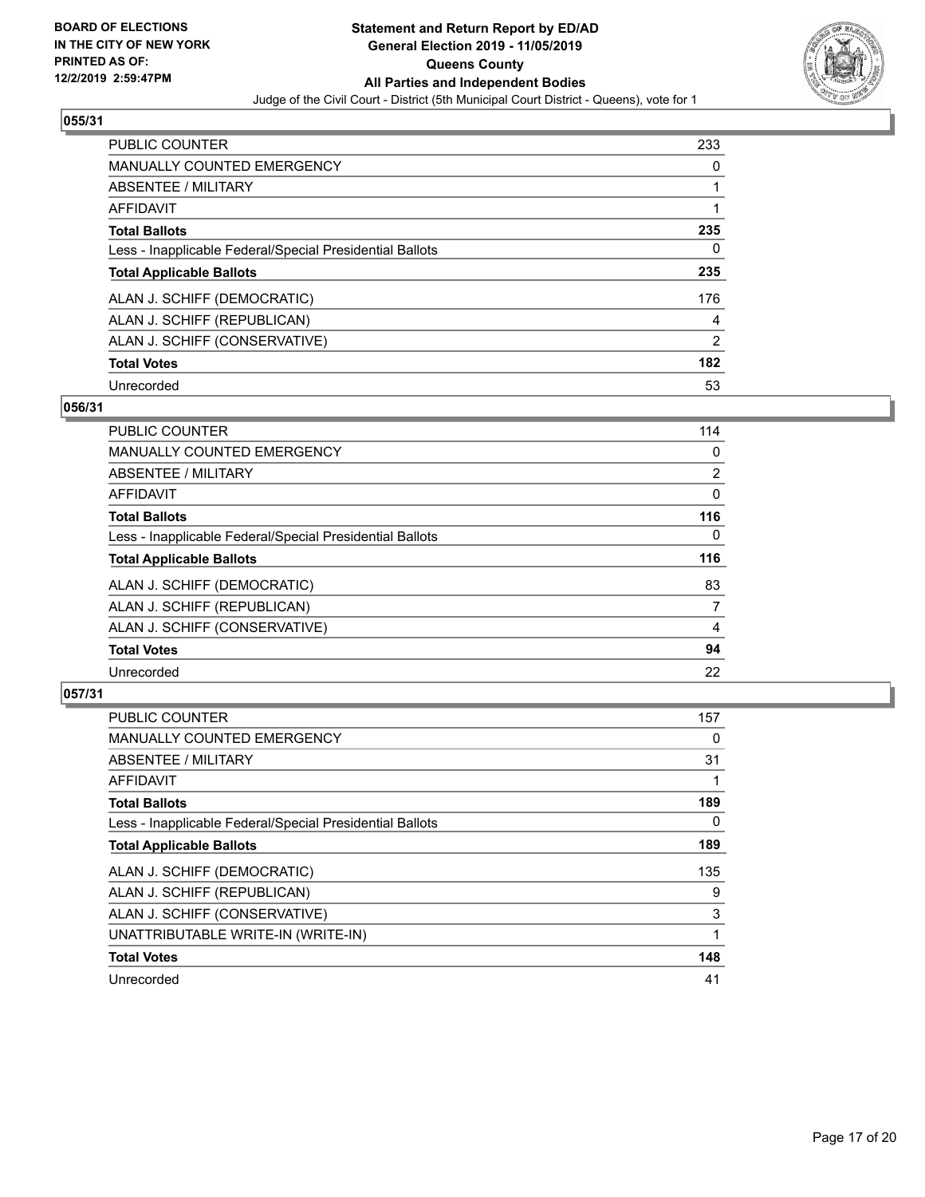## 055/31

| | |
|---|---|
| PUBLIC COUNTER | 233 |
| MANUALLY COUNTED EMERGENCY | 0 |
| ABSENTEE / MILITARY | 1 |
| AFFIDAVIT | 1 |
| **Total Ballots** | **235** |
| Less - Inapplicable Federal/Special Presidential Ballots | 0 |
| **Total Applicable Ballots** | **235** |
| ALAN J. SCHIFF (DEMOCRATIC) | 176 |
| ALAN J. SCHIFF (REPUBLICAN) | 4 |
| ALAN J. SCHIFF (CONSERVATIVE) | 2 |
| **Total Votes** | **182** |
| Unrecorded | 53 |

## 056/31

| | |
|---|---|
| PUBLIC COUNTER | 114 |
| MANUALLY COUNTED EMERGENCY | 0 |
| ABSENTEE / MILITARY | 2 |
| AFFIDAVIT | 0 |
| **Total Ballots** | **116** |
| Less - Inapplicable Federal/Special Presidential Ballots | 0 |
| **Total Applicable Ballots** | **116** |
| ALAN J. SCHIFF (DEMOCRATIC) | 83 |
| ALAN J. SCHIFF (REPUBLICAN) | 7 |
| ALAN J. SCHIFF (CONSERVATIVE) | 4 |
| **Total Votes** | **94** |
| Unrecorded | 22 |

## 057/31

| | |
|---|---|
| PUBLIC COUNTER | 157 |
| MANUALLY COUNTED EMERGENCY | 0 |
| ABSENTEE / MILITARY | 31 |
| AFFIDAVIT | 1 |
| **Total Ballots** | **189** |
| Less - Inapplicable Federal/Special Presidential Ballots | 0 |
| **Total Applicable Ballots** | **189** |
| ALAN J. SCHIFF (DEMOCRATIC) | 135 |
| ALAN J. SCHIFF (REPUBLICAN) | 9 |
| ALAN J. SCHIFF (CONSERVATIVE) | 3 |
| UNATTRIBUTABLE WRITE-IN (WRITE-IN) | 1 |
| **Total Votes** | **148** |
| Unrecorded | 41 |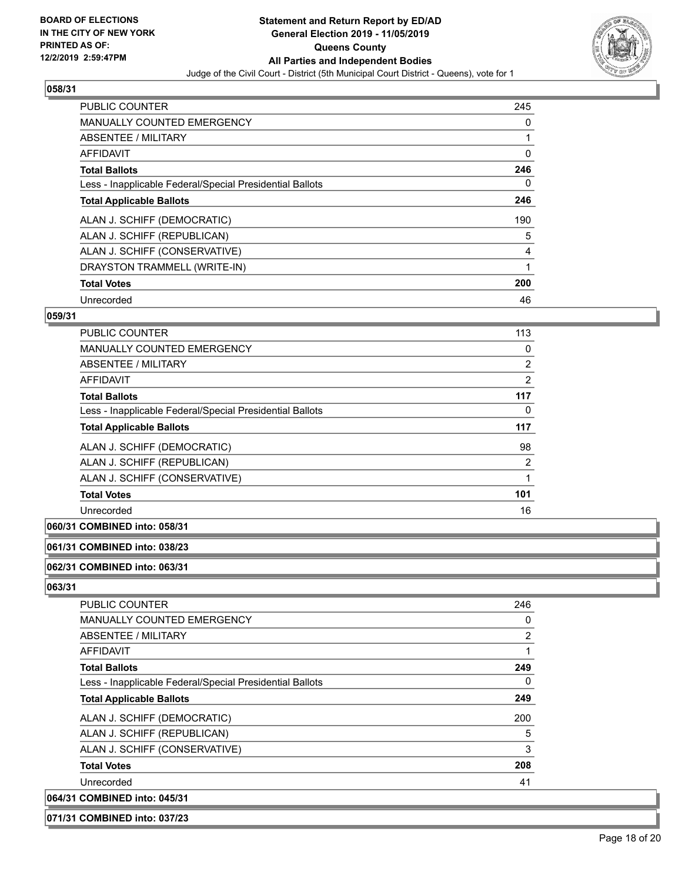## 058/31

| | |
|---|---|
| PUBLIC COUNTER | 245 |
| MANUALLY COUNTED EMERGENCY | 0 |
| ABSENTEE / MILITARY | 1 |
| AFFIDAVIT | 0 |
| **Total Ballots** | **246** |
| Less - Inapplicable Federal/Special Presidential Ballots | 0 |
| **Total Applicable Ballots** | **246** |
| ALAN J. SCHIFF (DEMOCRATIC) | 190 |
| ALAN J. SCHIFF (REPUBLICAN) | 5 |
| ALAN J. SCHIFF (CONSERVATIVE) | 4 |
| DRAYSTON TRAMMELL (WRITE-IN) | 1 |
| **Total Votes** | **200** |
| Unrecorded | 46 |

## 059/31

| | |
|---|---|
| PUBLIC COUNTER | 113 |
| MANUALLY COUNTED EMERGENCY | 0 |
| ABSENTEE / MILITARY | 2 |
| AFFIDAVIT | 2 |
| **Total Ballots** | **117** |
| Less - Inapplicable Federal/Special Presidential Ballots | 0 |
| **Total Applicable Ballots** | **117** |
| ALAN J. SCHIFF (DEMOCRATIC) | 98 |
| ALAN J. SCHIFF (REPUBLICAN) | 2 |
| ALAN J. SCHIFF (CONSERVATIVE) | 1 |
| **Total Votes** | **101** |
| Unrecorded | 16 |

## 060/31 COMBINED into: 058/31

## 061/31 COMBINED into: 038/23

## 062/31 COMBINED into: 063/31

## 063/31

| | |
|---|---|
| PUBLIC COUNTER | 246 |
| MANUALLY COUNTED EMERGENCY | 0 |
| ABSENTEE / MILITARY | 2 |
| AFFIDAVIT | 1 |
| **Total Ballots** | **249** |
| Less - Inapplicable Federal/Special Presidential Ballots | 0 |
| **Total Applicable Ballots** | **249** |
| ALAN J. SCHIFF (DEMOCRATIC) | 200 |
| ALAN J. SCHIFF (REPUBLICAN) | 5 |
| ALAN J. SCHIFF (CONSERVATIVE) | 3 |
| **Total Votes** | **208** |
| Unrecorded | 41 |

## 064/31 COMBINED into: 045/31

## 071/31 COMBINED into: 037/23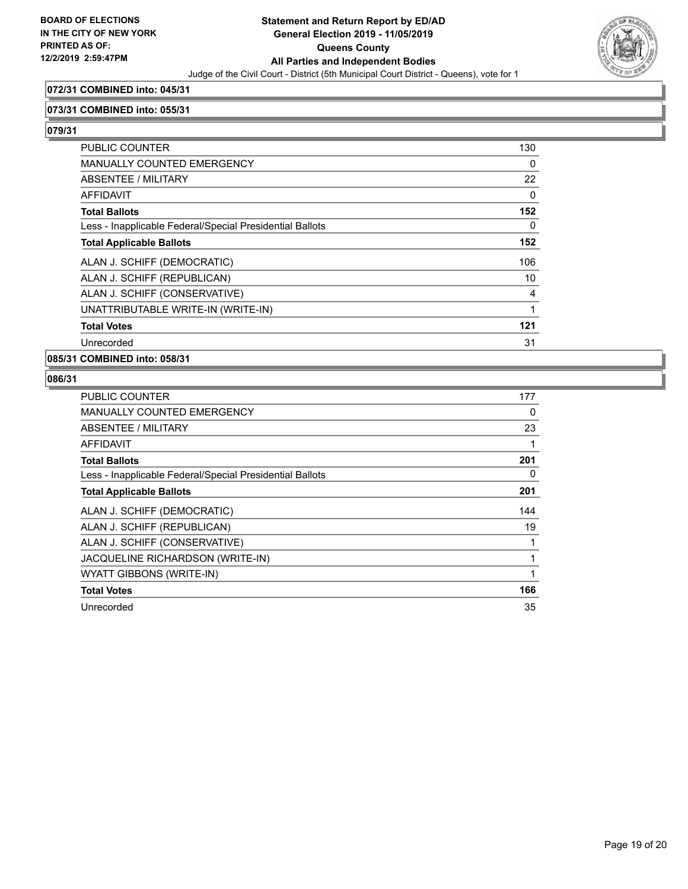**072/31 COMBINED into: 045/31**

**073/31 COMBINED into: 055/31**

**079/31**

| | |
|---|---|
| PUBLIC COUNTER | 130 |
| MANUALLY COUNTED EMERGENCY | 0 |
| ABSENTEE / MILITARY | 22 |
| AFFIDAVIT | 0 |
| **Total Ballots** | **152** |
| Less - Inapplicable Federal/Special Presidential Ballots | 0 |
| **Total Applicable Ballots** | **152** |
| ALAN J. SCHIFF (DEMOCRATIC) | 106 |
| ALAN J. SCHIFF (REPUBLICAN) | 10 |
| ALAN J. SCHIFF (CONSERVATIVE) | 4 |
| UNATTRIBUTABLE WRITE-IN (WRITE-IN) | 1 |
| **Total Votes** | **121** |
| Unrecorded | 31 |

**085/31 COMBINED into: 058/31**

**086/31**

| | |
|---|---|
| PUBLIC COUNTER | 177 |
| MANUALLY COUNTED EMERGENCY | 0 |
| ABSENTEE / MILITARY | 23 |
| AFFIDAVIT | 1 |
| **Total Ballots** | **201** |
| Less - Inapplicable Federal/Special Presidential Ballots | 0 |
| **Total Applicable Ballots** | **201** |
| ALAN J. SCHIFF (DEMOCRATIC) | 144 |
| ALAN J. SCHIFF (REPUBLICAN) | 19 |
| ALAN J. SCHIFF (CONSERVATIVE) | 1 |
| JACQUELINE RICHARDSON (WRITE-IN) | 1 |
| WYATT GIBBONS (WRITE-IN) | 1 |
| **Total Votes** | **166** |
| Unrecorded | 35 |